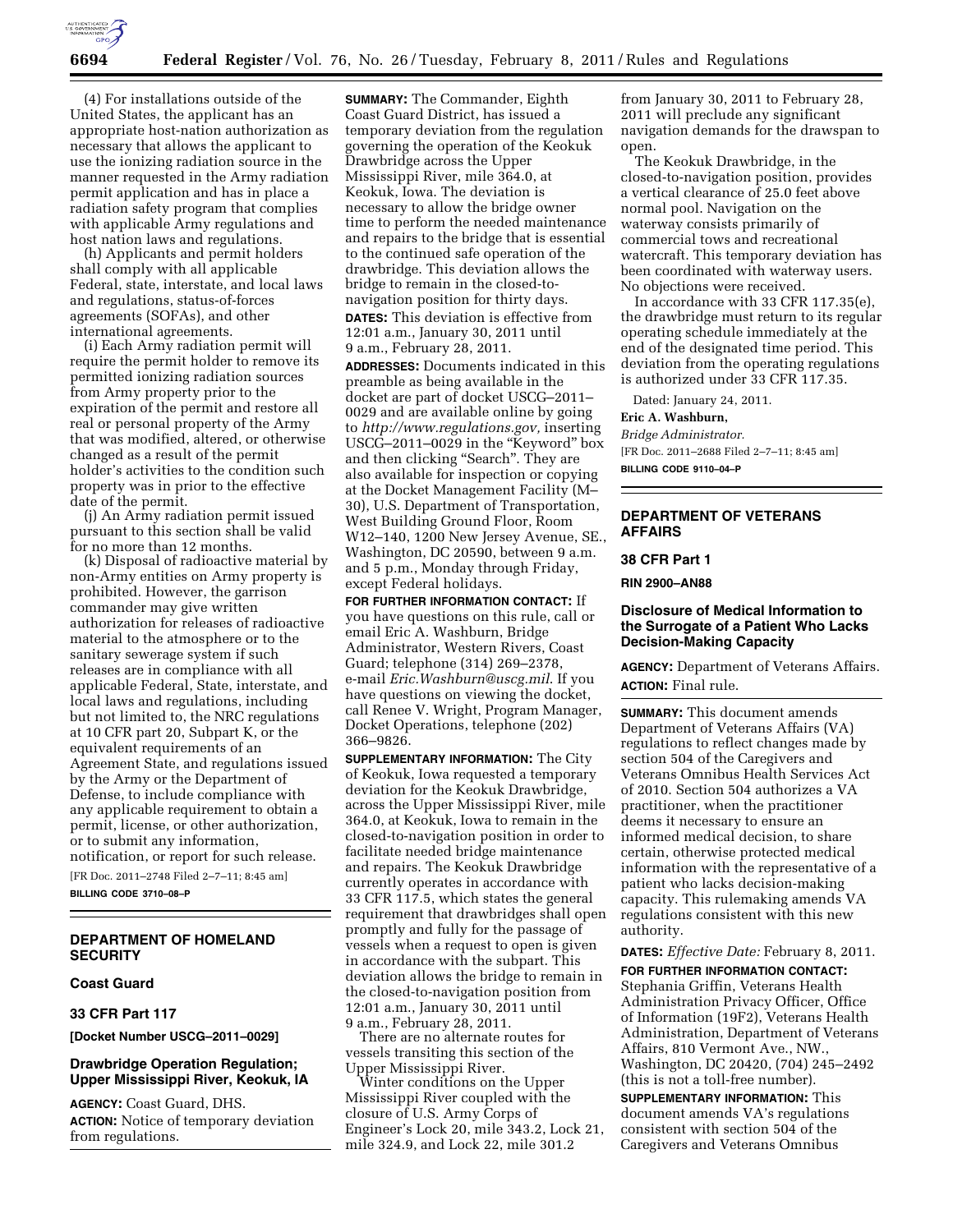(4) For installations outside of the United States, the applicant has an appropriate host-nation authorization as necessary that allows the applicant to use the ionizing radiation source in the manner requested in the Army radiation permit application and has in place a radiation safety program that complies with applicable Army regulations and host nation laws and regulations.

(h) Applicants and permit holders shall comply with all applicable Federal, state, interstate, and local laws and regulations, status-of-forces agreements (SOFAs), and other international agreements.

(i) Each Army radiation permit will require the permit holder to remove its permitted ionizing radiation sources from Army property prior to the expiration of the permit and restore all real or personal property of the Army that was modified, altered, or otherwise changed as a result of the permit holder's activities to the condition such property was in prior to the effective date of the permit.

(j) An Army radiation permit issued pursuant to this section shall be valid for no more than 12 months.

(k) Disposal of radioactive material by non-Army entities on Army property is prohibited. However, the garrison commander may give written authorization for releases of radioactive material to the atmosphere or to the sanitary sewerage system if such releases are in compliance with all applicable Federal, State, interstate, and local laws and regulations, including but not limited to, the NRC regulations at 10 CFR part 20, Subpart K, or the equivalent requirements of an Agreement State, and regulations issued by the Army or the Department of Defense, to include compliance with any applicable requirement to obtain a permit, license, or other authorization, or to submit any information, notification, or report for such release.

[FR Doc. 2011–2748 Filed 2–7–11; 8:45 am]

**BILLING CODE 3710–08–P**

## DEPARTMENT OF HOMELAND SECURITY

### Coast Guard

### 33 CFR Part 117

**[Docket Number USCG–2011–0029]**

### Drawbridge Operation Regulation; Upper Mississippi River, Keokuk, IA

**AGENCY:** Coast Guard, DHS.

**ACTION:** Notice of temporary deviation from regulations.

**SUMMARY:** The Commander, Eighth Coast Guard District, has issued a temporary deviation from the regulation governing the operation of the Keokuk Drawbridge across the Upper Mississippi River, mile 364.0, at Keokuk, Iowa. The deviation is necessary to allow the bridge owner time to perform the needed maintenance and repairs to the bridge that is essential to the continued safe operation of the drawbridge. This deviation allows the bridge to remain in the closed-to-navigation position for thirty days.

**DATES:** This deviation is effective from 12:01 a.m., January 30, 2011 until 9 a.m., February 28, 2011.

**ADDRESSES:** Documents indicated in this preamble as being available in the docket are part of docket USCG–2011–0029 and are available online by going to *http://www.regulations.gov,* inserting USCG–2011–0029 in the "Keyword" box and then clicking "Search". They are also available for inspection or copying at the Docket Management Facility (M–30), U.S. Department of Transportation, West Building Ground Floor, Room W12–140, 1200 New Jersey Avenue, SE., Washington, DC 20590, between 9 a.m. and 5 p.m., Monday through Friday, except Federal holidays.

**FOR FURTHER INFORMATION CONTACT:** If you have questions on this rule, call or email Eric A. Washburn, Bridge Administrator, Western Rivers, Coast Guard; telephone (314) 269–2378, e-mail *Eric.Washburn@uscg.mil*. If you have questions on viewing the docket, call Renee V. Wright, Program Manager, Docket Operations, telephone (202) 366–9826.

**SUPPLEMENTARY INFORMATION:** The City of Keokuk, Iowa requested a temporary deviation for the Keokuk Drawbridge, across the Upper Mississippi River, mile 364.0, at Keokuk, Iowa to remain in the closed-to-navigation position in order to facilitate needed bridge maintenance and repairs. The Keokuk Drawbridge currently operates in accordance with 33 CFR 117.5, which states the general requirement that drawbridges shall open promptly and fully for the passage of vessels when a request to open is given in accordance with the subpart. This deviation allows the bridge to remain in the closed-to-navigation position from 12:01 a.m., January 30, 2011 until 9 a.m., February 28, 2011.

There are no alternate routes for vessels transiting this section of the Upper Mississippi River.

Winter conditions on the Upper Mississippi River coupled with the closure of U.S. Army Corps of Engineer's Lock 20, mile 343.2, Lock 21, mile 324.9, and Lock 22, mile 301.2 from January 30, 2011 to February 28, 2011 will preclude any significant navigation demands for the drawspan to open.

The Keokuk Drawbridge, in the closed-to-navigation position, provides a vertical clearance of 25.0 feet above normal pool. Navigation on the waterway consists primarily of commercial tows and recreational watercraft. This temporary deviation has been coordinated with waterway users. No objections were received.

In accordance with 33 CFR 117.35(e), the drawbridge must return to its regular operating schedule immediately at the end of the designated time period. This deviation from the operating regulations is authorized under 33 CFR 117.35.

Dated: January 24, 2011.

**Eric A. Washburn,**

*Bridge Administrator.*

[FR Doc. 2011–2688 Filed 2–7–11; 8:45 am]

**BILLING CODE 9110–04–P**

## DEPARTMENT OF VETERANS AFFAIRS

### 38 CFR Part 1

**RIN 2900–AN88**

### Disclosure of Medical Information to the Surrogate of a Patient Who Lacks Decision-Making Capacity

**AGENCY:** Department of Veterans Affairs.

**ACTION:** Final rule.

**SUMMARY:** This document amends Department of Veterans Affairs (VA) regulations to reflect changes made by section 504 of the Caregivers and Veterans Omnibus Health Services Act of 2010. Section 504 authorizes a VA practitioner, when the practitioner deems it necessary to ensure an informed medical decision, to share certain, otherwise protected medical information with the representative of a patient who lacks decision-making capacity. This rulemaking amends VA regulations consistent with this new authority.

**DATES:** *Effective Date:* February 8, 2011.

**FOR FURTHER INFORMATION CONTACT:** Stephania Griffin, Veterans Health Administration Privacy Officer, Office of Information (19F2), Veterans Health Administration, Department of Veterans Affairs, 810 Vermont Ave., NW., Washington, DC 20420, (704) 245–2492 (this is not a toll-free number).

**SUPPLEMENTARY INFORMATION:** This document amends VA's regulations consistent with section 504 of the Caregivers and Veterans Omnibus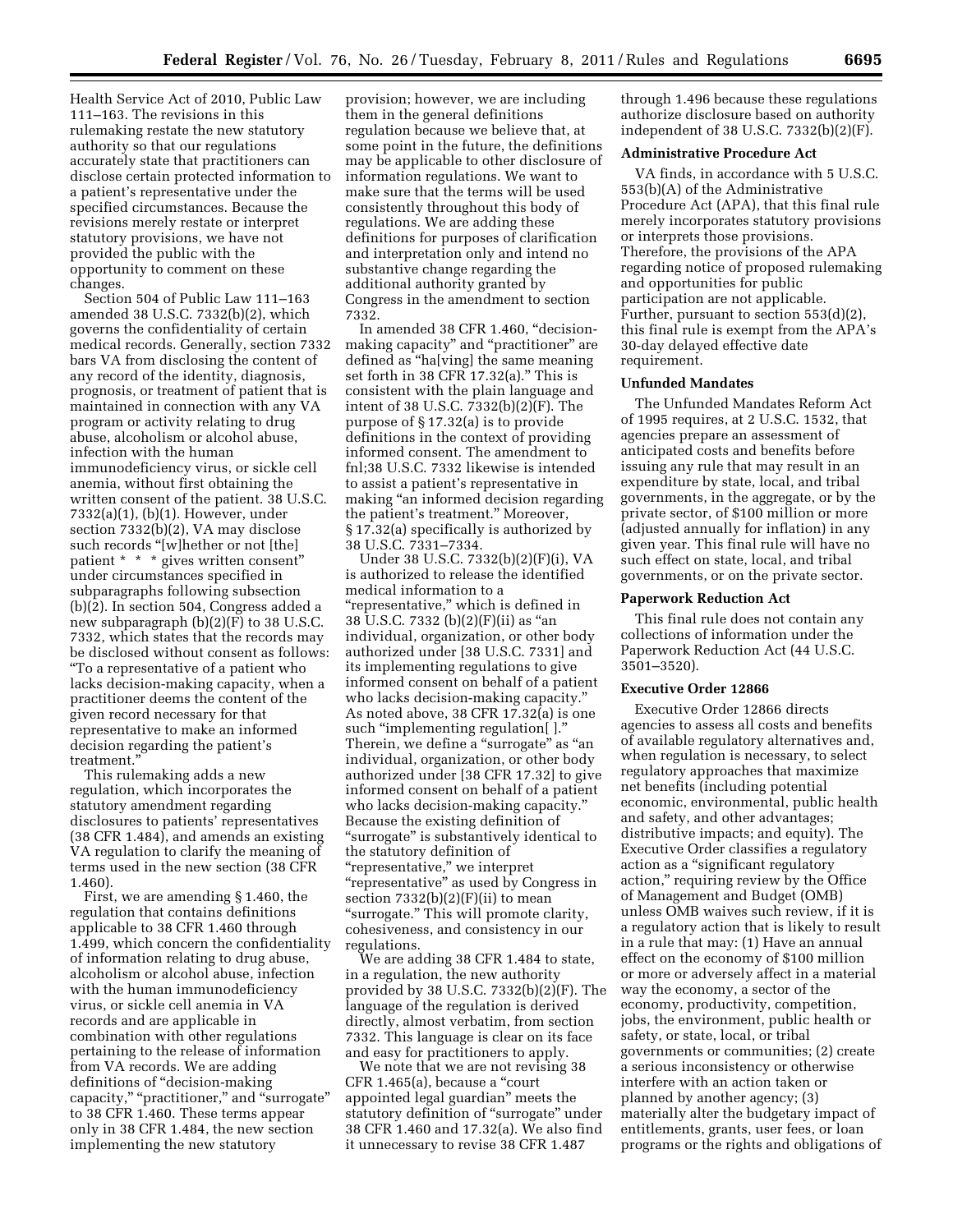Health Service Act of 2010, Public Law 111–163. The revisions in this rulemaking restate the new statutory authority so that our regulations accurately state that practitioners can disclose certain protected information to a patient's representative under the specified circumstances. Because the revisions merely restate or interpret statutory provisions, we have not provided the public with the opportunity to comment on these changes.

Section 504 of Public Law 111–163 amended 38 U.S.C. 7332(b)(2), which governs the confidentiality of certain medical records. Generally, section 7332 bars VA from disclosing the content of any record of the identity, diagnosis, prognosis, or treatment of patient that is maintained in connection with any VA program or activity relating to drug abuse, alcoholism or alcohol abuse, infection with the human immunodeficiency virus, or sickle cell anemia, without first obtaining the written consent of the patient. 38 U.S.C. 7332(a)(1), (b)(1). However, under section 7332(b)(2), VA may disclose such records "[w]hether or not [the] patient * * * gives written consent" under circumstances specified in subparagraphs following subsection (b)(2). In section 504, Congress added a new subparagraph (b)(2)(F) to 38 U.S.C. 7332, which states that the records may be disclosed without consent as follows: "To a representative of a patient who lacks decision-making capacity, when a practitioner deems the content of the given record necessary for that representative to make an informed decision regarding the patient's treatment."

This rulemaking adds a new regulation, which incorporates the statutory amendment regarding disclosures to patients' representatives (38 CFR 1.484), and amends an existing VA regulation to clarify the meaning of terms used in the new section (38 CFR 1.460).

First, we are amending § 1.460, the regulation that contains definitions applicable to 38 CFR 1.460 through 1.499, which concern the confidentiality of information relating to drug abuse, alcoholism or alcohol abuse, infection with the human immunodeficiency virus, or sickle cell anemia in VA records and are applicable in combination with other regulations pertaining to the release of information from VA records. We are adding definitions of "decision-making capacity," "practitioner," and "surrogate" to 38 CFR 1.460. These terms appear only in 38 CFR 1.484, the new section implementing the new statutory provision; however, we are including them in the general definitions regulation because we believe that, at some point in the future, the definitions may be applicable to other disclosure of information regulations. We want to make sure that the terms will be used consistently throughout this body of regulations. We are adding these definitions for purposes of clarification and interpretation only and intend no substantive change regarding the additional authority granted by Congress in the amendment to section 7332.

In amended 38 CFR 1.460, "decision-making capacity" and "practitioner" are defined as "ha[ving] the same meaning set forth in 38 CFR 17.32(a)." This is consistent with the plain language and intent of 38 U.S.C. 7332(b)(2)(F). The purpose of § 17.32(a) is to provide definitions in the context of providing informed consent. The amendment to fnl;38 U.S.C. 7332 likewise is intended to assist a patient's representative in making "an informed decision regarding the patient's treatment." Moreover, § 17.32(a) specifically is authorized by 38 U.S.C. 7331–7334.

Under 38 U.S.C. 7332(b)(2)(F)(i), VA is authorized to release the identified medical information to a "representative," which is defined in 38 U.S.C. 7332 (b)(2)(F)(ii) as "an individual, organization, or other body authorized under [38 U.S.C. 7331] and its implementing regulations to give informed consent on behalf of a patient who lacks decision-making capacity." As noted above, 38 CFR 17.32(a) is one such "implementing regulation[ ]." Therein, we define a "surrogate" as "an individual, organization, or other body authorized under [38 CFR 17.32] to give informed consent on behalf of a patient who lacks decision-making capacity." Because the existing definition of "surrogate" is substantively identical to the statutory definition of "representative," we interpret "representative" as used by Congress in section 7332(b)(2)(F)(ii) to mean "surrogate." This will promote clarity, cohesiveness, and consistency in our regulations.

We are adding 38 CFR 1.484 to state, in a regulation, the new authority provided by 38 U.S.C. 7332(b)(2)(F). The language of the regulation is derived directly, almost verbatim, from section 7332. This language is clear on its face and easy for practitioners to apply.

We note that we are not revising 38 CFR 1.465(a), because a "court appointed legal guardian" meets the statutory definition of "surrogate" under 38 CFR 1.460 and 17.32(a). We also find it unnecessary to revise 38 CFR 1.487 through 1.496 because these regulations authorize disclosure based on authority independent of 38 U.S.C. 7332(b)(2)(F).

### Administrative Procedure Act

VA finds, in accordance with 5 U.S.C. 553(b)(A) of the Administrative Procedure Act (APA), that this final rule merely incorporates statutory provisions or interprets those provisions. Therefore, the provisions of the APA regarding notice of proposed rulemaking and opportunities for public participation are not applicable. Further, pursuant to section 553(d)(2), this final rule is exempt from the APA's 30-day delayed effective date requirement.

### Unfunded Mandates

The Unfunded Mandates Reform Act of 1995 requires, at 2 U.S.C. 1532, that agencies prepare an assessment of anticipated costs and benefits before issuing any rule that may result in an expenditure by state, local, and tribal governments, in the aggregate, or by the private sector, of $100 million or more (adjusted annually for inflation) in any given year. This final rule will have no such effect on state, local, and tribal governments, or on the private sector.

### Paperwork Reduction Act

This final rule does not contain any collections of information under the Paperwork Reduction Act (44 U.S.C. 3501–3520).

### Executive Order 12866

Executive Order 12866 directs agencies to assess all costs and benefits of available regulatory alternatives and, when regulation is necessary, to select regulatory approaches that maximize net benefits (including potential economic, environmental, public health and safety, and other advantages; distributive impacts; and equity). The Executive Order classifies a regulatory action as a "significant regulatory action," requiring review by the Office of Management and Budget (OMB) unless OMB waives such review, if it is a regulatory action that is likely to result in a rule that may: (1) Have an annual effect on the economy of $100 million or more or adversely affect in a material way the economy, a sector of the economy, productivity, competition, jobs, the environment, public health or safety, or state, local, or tribal governments or communities; (2) create a serious inconsistency or otherwise interfere with an action taken or planned by another agency; (3) materially alter the budgetary impact of entitlements, grants, user fees, or loan programs or the rights and obligations of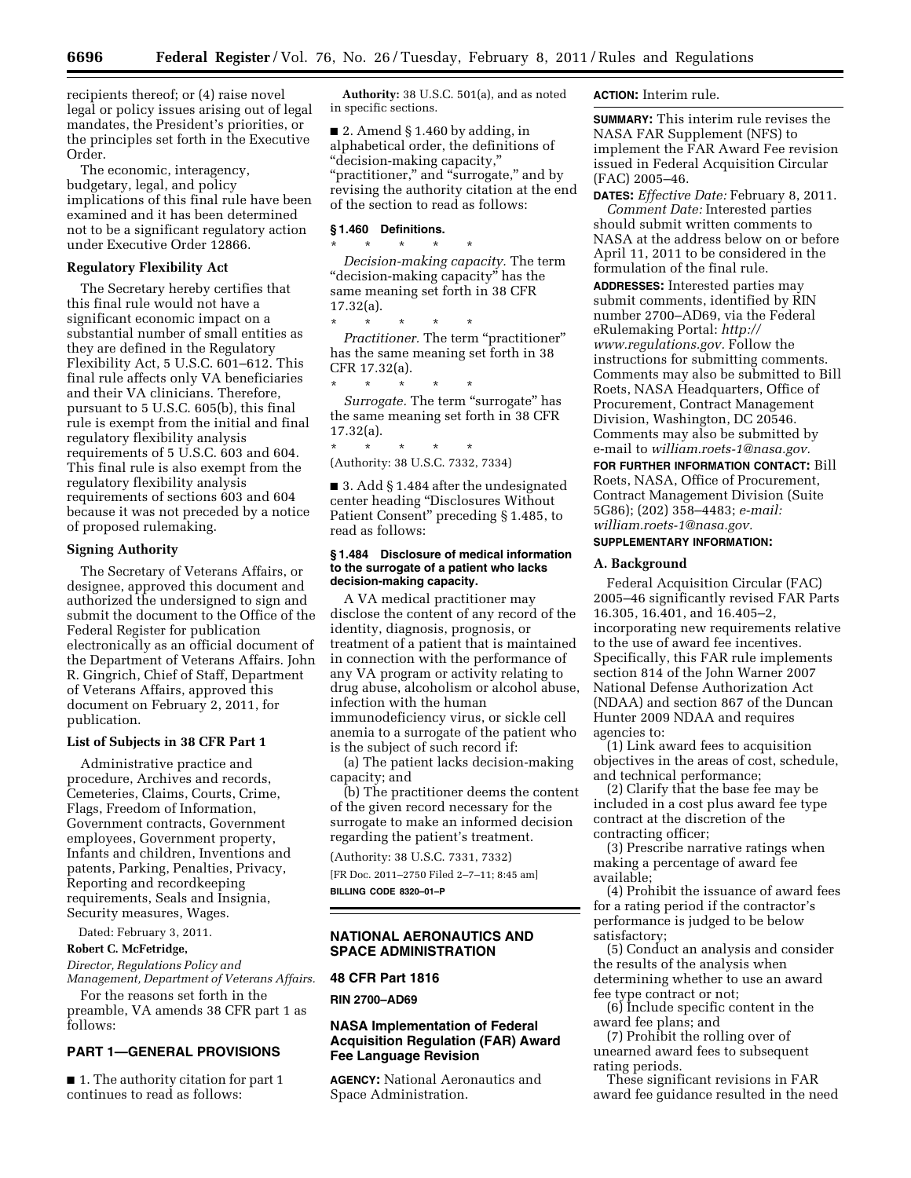recipients thereof; or (4) raise novel legal or policy issues arising out of legal mandates, the President's priorities, or the principles set forth in the Executive Order.

The economic, interagency, budgetary, legal, and policy implications of this final rule have been examined and it has been determined not to be a significant regulatory action under Executive Order 12866.

### Regulatory Flexibility Act

The Secretary hereby certifies that this final rule would not have a significant economic impact on a substantial number of small entities as they are defined in the Regulatory Flexibility Act, 5 U.S.C. 601–612. This final rule affects only VA beneficiaries and their VA clinicians. Therefore, pursuant to 5 U.S.C. 605(b), this final rule is exempt from the initial and final regulatory flexibility analysis requirements of 5 U.S.C. 603 and 604. This final rule is also exempt from the regulatory flexibility analysis requirements of sections 603 and 604 because it was not preceded by a notice of proposed rulemaking.

### Signing Authority

The Secretary of Veterans Affairs, or designee, approved this document and authorized the undersigned to sign and submit the document to the Office of the Federal Register for publication electronically as an official document of the Department of Veterans Affairs. John R. Gingrich, Chief of Staff, Department of Veterans Affairs, approved this document on February 2, 2011, for publication.

### List of Subjects in 38 CFR Part 1

Administrative practice and procedure, Archives and records, Cemeteries, Claims, Courts, Crime, Flags, Freedom of Information, Government contracts, Government employees, Government property, Infants and children, Inventions and patents, Parking, Penalties, Privacy, Reporting and recordkeeping requirements, Seals and Insignia, Security measures, Wages.

Dated: February 3, 2011.

**Robert C. McFetridge,**

*Director, Regulations Policy and Management, Department of Veterans Affairs.*

For the reasons set forth in the preamble, VA amends 38 CFR part 1 as follows:

## PART 1—GENERAL PROVISIONS

■ 1. The authority citation for part 1 continues to read as follows:

**Authority:** 38 U.S.C. 501(a), and as noted in specific sections.

■ 2. Amend § 1.460 by adding, in alphabetical order, the definitions of "decision-making capacity," "practitioner," and "surrogate," and by revising the authority citation at the end of the section to read as follows:

### § 1.460 Definitions.

\* \* \* \* \*

*Decision-making capacity.* The term "decision-making capacity" has the same meaning set forth in 38 CFR 17.32(a).

\* \* \* \* \*

*Practitioner.* The term "practitioner" has the same meaning set forth in 38 CFR 17.32(a).

\* \* \* \* \*

*Surrogate.* The term "surrogate" has the same meaning set forth in 38 CFR 17.32(a).

\* \* \* \* \*

(Authority: 38 U.S.C. 7332, 7334)

■ 3. Add § 1.484 after the undesignated center heading "Disclosures Without Patient Consent" preceding § 1.485, to read as follows:

### § 1.484 Disclosure of medical information to the surrogate of a patient who lacks decision-making capacity.

A VA medical practitioner may disclose the content of any record of the identity, diagnosis, prognosis, or treatment of a patient that is maintained in connection with the performance of any VA program or activity relating to drug abuse, alcoholism or alcohol abuse, infection with the human immunodeficiency virus, or sickle cell anemia to a surrogate of the patient who is the subject of such record if:

(a) The patient lacks decision-making capacity; and

(b) The practitioner deems the content of the given record necessary for the surrogate to make an informed decision regarding the patient's treatment.

(Authority: 38 U.S.C. 7331, 7332)

[FR Doc. 2011–2750 Filed 2–7–11; 8:45 am]

**BILLING CODE 8320–01–P**

## NATIONAL AERONAUTICS AND SPACE ADMINISTRATION

### 48 CFR Part 1816

**RIN 2700–AD69**

### NASA Implementation of Federal Acquisition Regulation (FAR) Award Fee Language Revision

**AGENCY:** National Aeronautics and Space Administration.

**ACTION:** Interim rule.

**SUMMARY:** This interim rule revises the NASA FAR Supplement (NFS) to implement the FAR Award Fee revision issued in Federal Acquisition Circular (FAC) 2005–46.

**DATES:** *Effective Date:* February 8, 2011.

*Comment Date:* Interested parties should submit written comments to NASA at the address below on or before April 11, 2011 to be considered in the formulation of the final rule.

**ADDRESSES:** Interested parties may submit comments, identified by RIN number 2700–AD69, via the Federal eRulemaking Portal: *http://www.regulations.gov.* Follow the instructions for submitting comments. Comments may also be submitted to Bill Roets, NASA Headquarters, Office of Procurement, Contract Management Division, Washington, DC 20546. Comments may also be submitted by e-mail to *william.roets-1@nasa.gov.*

**FOR FURTHER INFORMATION CONTACT:** Bill Roets, NASA, Office of Procurement, Contract Management Division (Suite 5G86); (202) 358–4483; *e-mail: william.roets-1@nasa.gov.*

**SUPPLEMENTARY INFORMATION:**

### A. Background

Federal Acquisition Circular (FAC) 2005–46 significantly revised FAR Parts 16.305, 16.401, and 16.405–2, incorporating new requirements relative to the use of award fee incentives. Specifically, this FAR rule implements section 814 of the John Warner 2007 National Defense Authorization Act (NDAA) and section 867 of the Duncan Hunter 2009 NDAA and requires agencies to:

(1) Link award fees to acquisition objectives in the areas of cost, schedule, and technical performance;

(2) Clarify that the base fee may be included in a cost plus award fee type contract at the discretion of the contracting officer;

(3) Prescribe narrative ratings when making a percentage of award fee available;

(4) Prohibit the issuance of award fees for a rating period if the contractor's performance is judged to be below satisfactory;

(5) Conduct an analysis and consider the results of the analysis when determining whether to use an award fee type contract or not;

(6) Include specific content in the award fee plans; and

(7) Prohibit the rolling over of unearned award fees to subsequent rating periods.

These significant revisions in FAR award fee guidance resulted in the need